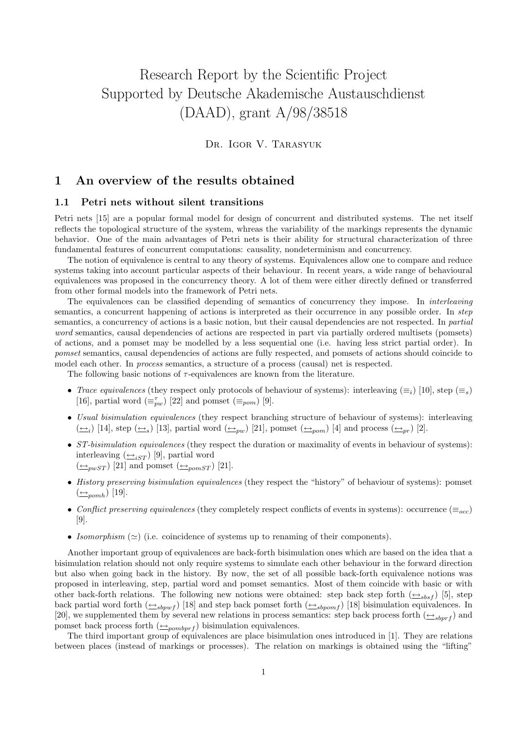# Research Report by the Scientific Project Supported by Deutsche Akademische Austauschdienst (DAAD), grant A/98/38518

Dr. Igor V. Tarasyuk

## 1 An overview of the results obtained

### 1.1 Petri nets without silent transitions

Petri nets [15] are a popular formal model for design of concurrent and distributed systems. The net itself reflects the topological structure of the system, whreas the variability of the markings represents the dynamic behavior. One of the main advantages of Petri nets is their ability for structural characterization of three fundamental features of concurrent computations: causality, nondeterminism and concurrency.

The notion of equivalence is central to any theory of systems. Equivalences allow one to compare and reduce systems taking into account particular aspects of their behaviour. In recent years, a wide range of behavioural equivalences was proposed in the concurrency theory. A lot of them were either directly defined or transferred from other formal models into the framework of Petri nets.

The equivalences can be classified depending of semantics of concurrency they impose. In *interleaving* semantics, a concurrent happening of actions is interpreted as their occurrence in any possible order. In *step* semantics, a concurrency of actions is a basic notion, but their causal dependencies are not respected. In *partial word* semantics, causal dependencies of actions are respected in part via partially ordered multisets (pomsets) of actions, and a pomset may be modelled by a less sequential one (i.e. having less strict partial order). In *pomset* semantics, causal dependencies of actions are fully respected, and pomsets of actions should coincide to model each other. In *process* semantics, a structure of a process (causal) net is respected.

The following basic notions of $\tau$-equivalences are known from the literature.

- *Trace equivalences* (they respect only protocols of behaviour of systems): interleaving ($\equiv_i$) [10], step ($\equiv_s$) [16], partial word ($\equiv_{pw}^{\tau}$) [22] and pomset ($\equiv_{pom}$) [9].
- *Usual bisimulation equivalences* (they respect branching structure of behaviour of systems): interleaving ($\underline{\leftrightarrow}_i$) [14], step ($\underline{\leftrightarrow}_s$) [13], partial word ($\underline{\leftrightarrow}_{pw}$) [21], pomset ($\underline{\leftrightarrow}_{pom}$) [4] and process ($\underline{\leftrightarrow}_{pr}$) [2].
- *ST-bisimulation equivalences* (they respect the duration or maximality of events in behaviour of systems): interleaving ($\underline{\leftrightarrow}_{iST}$) [9], partial word ($\underline{\leftrightarrow}_{pwST}$) [21] and pomset ($\underline{\leftrightarrow}_{pomST}$) [21].
- *History preserving bisimulation equivalences* (they respect the "history" of behaviour of systems): pomset ($\underline{\leftrightarrow}_{pomh}$) [19].
- *Conflict preserving equivalences* (they completely respect conflicts of events in systems): occurrence ($\equiv_{occ}$) [9].
- *Isomorphism* ($\simeq$) (i.e. coincidence of systems up to renaming of their components).

Another important group of equivalences are back-forth bisimulation ones which are based on the idea that a bisimulation relation should not only require systems to simulate each other behaviour in the forward direction but also when going back in the history. By now, the set of all possible back-forth equivalence notions was proposed in interleaving, step, partial word and pomset semantics. Most of them coincide with basic or with other back-forth relations. The following new notions were obtained: step back step forth ($\underline{\leftrightarrow}_{sbsf}$) [5], step back partial word forth ($\underline{\leftrightarrow}_{sbpwf}$) [18] and step back pomset forth ($\underline{\leftrightarrow}_{sbpomf}$) [18] bisimulation equivalences. In [20], we supplemented them by several new relations in process semantics: step back process forth ($\underline{\leftrightarrow}_{sbprf}$) and pomset back process forth ($\underline{\leftrightarrow}_{pombprf}$) bisimulation equivalences.

The third important group of equivalences are place bisimulation ones introduced in [1]. They are relations between places (instead of markings or processes). The relation on markings is obtained using the "lifting"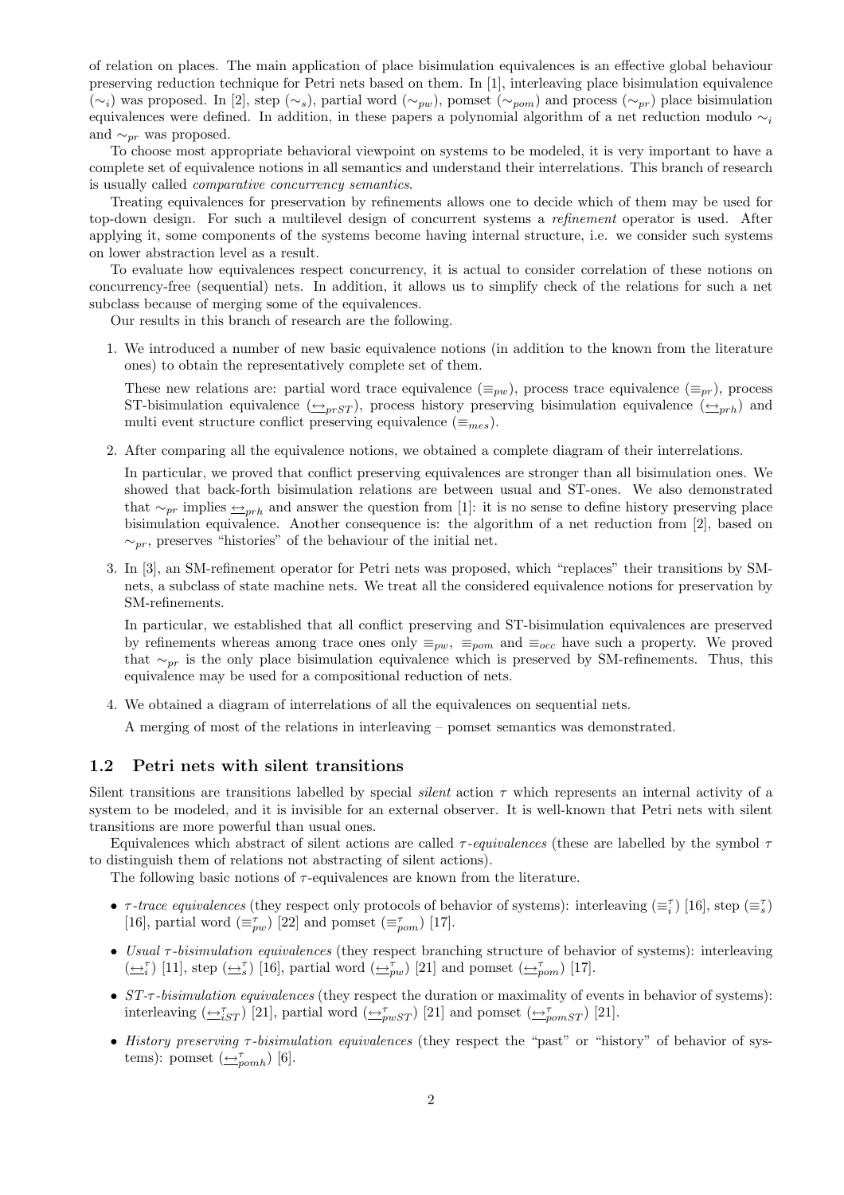of relation on places. The main application of place bisimulation equivalences is an effective global behaviour preserving reduction technique for Petri nets based on them. In [1], interleaving place bisimulation equivalence ($\sim_i$) was proposed. In [2], step ($\sim_s$), partial word ($\sim_{pw}$), pomset ($\sim_{pom}$) and process ($\sim_{pr}$) place bisimulation equivalences were defined. In addition, in these papers a polynomial algorithm of a net reduction modulo $\sim_i$ and $\sim_{pr}$ was proposed.

To choose most appropriate behavioral viewpoint on systems to be modeled, it is very important to have a complete set of equivalence notions in all semantics and understand their interrelations. This branch of research is usually called *comparative concurrency semantics*.

Treating equivalences for preservation by refinements allows one to decide which of them may be used for top-down design. For such a multilevel design of concurrent systems a *refinement* operator is used. After applying it, some components of the systems become having internal structure, i.e. we consider such systems on lower abstraction level as a result.

To evaluate how equivalences respect concurrency, it is actual to consider correlation of these notions on concurrency-free (sequential) nets. In addition, it allows us to simplify check of the relations for such a net subclass because of merging some of the equivalences.

Our results in this branch of research are the following.

1. We introduced a number of new basic equivalence notions (in addition to the known from the literature ones) to obtain the representatively complete set of them.

   These new relations are: partial word trace equivalence ($\equiv_{pw}$), process trace equivalence ($\equiv_{pr}$), process ST-bisimulation equivalence ($\underline{\leftrightarrow}_{prST}$), process history preserving bisimulation equivalence ($\underline{\leftrightarrow}_{prh}$) and multi event structure conflict preserving equivalence ($\equiv_{mes}$).

2. After comparing all the equivalence notions, we obtained a complete diagram of their interrelations.

   In particular, we proved that conflict preserving equivalences are stronger than all bisimulation ones. We showed that back-forth bisimulation relations are between usual and ST-ones. We also demonstrated that $\sim_{pr}$ implies $\underline{\leftrightarrow}_{prh}$ and answer the question from [1]: it is no sense to define history preserving place bisimulation equivalence. Another consequence is: the algorithm of a net reduction from [2], based on $\sim_{pr}$, preserves "histories" of the behaviour of the initial net.

3. In [3], an SM-refinement operator for Petri nets was proposed, which "replaces" their transitions by SM-nets, a subclass of state machine nets. We treat all the considered equivalence notions for preservation by SM-refinements.

   In particular, we established that all conflict preserving and ST-bisimulation equivalences are preserved by refinements whereas among trace ones only $\equiv_{pw}$, $\equiv_{pom}$ and $\equiv_{occ}$ have such a property. We proved that $\sim_{pr}$ is the only place bisimulation equivalence which is preserved by SM-refinements. Thus, this equivalence may be used for a compositional reduction of nets.

4. We obtained a diagram of interrelations of all the equivalences on sequential nets.

   A merging of most of the relations in interleaving – pomset semantics was demonstrated.

## 1.2 Petri nets with silent transitions

Silent transitions are transitions labelled by special *silent* action $\tau$ which represents an internal activity of a system to be modeled, and it is invisible for an external observer. It is well-known that Petri nets with silent transitions are more powerful than usual ones.

Equivalences which abstract of silent actions are called *$\tau$-equivalences* (these are labelled by the symbol $\tau$ to distinguish them of relations not abstracting of silent actions).

The following basic notions of $\tau$-equivalences are known from the literature.

- *$\tau$-trace equivalences* (they respect only protocols of behavior of systems): interleaving ($\equiv_i^\tau$) [16], step ($\equiv_s^\tau$) [16], partial word ($\equiv_{pw}^\tau$) [22] and pomset ($\equiv_{pom}^\tau$) [17].
- *Usual $\tau$-bisimulation equivalences* (they respect branching structure of behavior of systems): interleaving ($\underline{\leftrightarrow}_i^\tau$) [11], step ($\underline{\leftrightarrow}_s^\tau$) [16], partial word ($\underline{\leftrightarrow}_{pw}^\tau$) [21] and pomset ($\underline{\leftrightarrow}_{pom}^\tau$) [17].
- *ST-$\tau$-bisimulation equivalences* (they respect the duration or maximality of events in behavior of systems): interleaving ($\underline{\leftrightarrow}_{iST}^\tau$) [21], partial word ($\underline{\leftrightarrow}_{pwST}^\tau$) [21] and pomset ($\underline{\leftrightarrow}_{pomST}^\tau$) [21].
- *History preserving $\tau$-bisimulation equivalences* (they respect the "past" or "history" of behavior of systems): pomset ($\underline{\leftrightarrow}_{pomh}^\tau$) [6].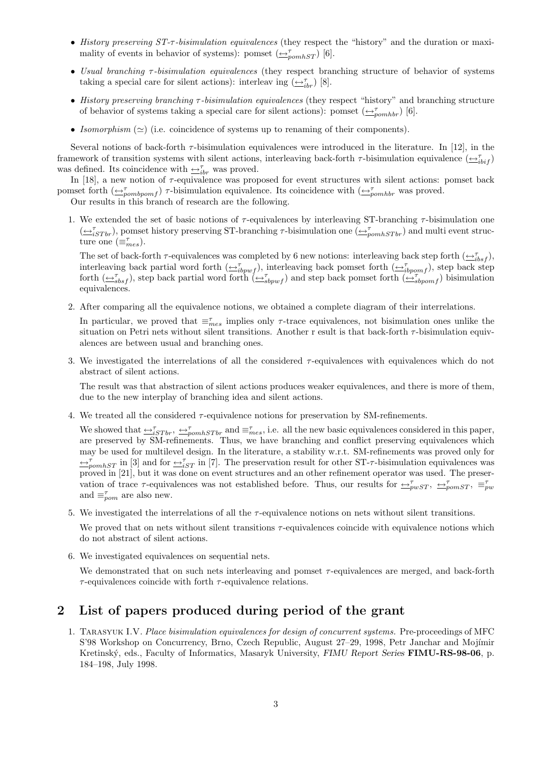- *History preserving ST-τ-bisimulation equivalences* (they respect the "history" and the duration or maximality of events in behavior of systems): pomset ($\underline{\leftrightarrow}^{\tau}_{pomhST}$) [6].
- *Usual branching τ-bisimulation equivalences* (they respect branching structure of behavior of systems taking a special care for silent actions): interleav ing ($\underline{\leftrightarrow}^{\tau}_{ibr}$) [8].
- *History preserving branching τ-bisimulation equivalences* (they respect "history" and branching structure of behavior of systems taking a special care for silent actions): pomset ($\underline{\leftrightarrow}^{\tau}_{pomhbr}$) [6].
- *Isomorphism* ($\simeq$) (i.e. coincidence of systems up to renaming of their components).

Several notions of back-forth τ-bisimulation equivalences were introduced in the literature. In [12], in the framework of transition systems with silent actions, interleaving back-forth τ-bisimulation equivalence ($\underline{\leftrightarrow}^{\tau}_{ibif}$) was defined. Its coincidence with $\underline{\leftrightarrow}^{\tau}_{ibr}$ was proved.

In [18], a new notion of τ-equivalence was proposed for event structures with silent actions: pomset back pomset forth ($\underline{\leftrightarrow}^{\tau}_{pombpomf}$) τ-bisimulation equivalence. Its coincidence with ($\underline{\leftrightarrow}^{\tau}_{pomhbr}$ was proved.

Our results in this branch of research are the following.

1. We extended the set of basic notions of τ-equivalences by interleaving ST-branching τ-bisimulation one ($\underline{\leftrightarrow}^{\tau}_{iSTbr}$), pomset history preserving ST-branching τ-bisimulation one ($\underline{\leftrightarrow}^{\tau}_{pomhSTbr}$) and multi event structure one ($\equiv^{\tau}_{mes}$).

   The set of back-forth τ-equivalences was completed by 6 new notions: interleaving back step forth ($\underline{\leftrightarrow}^{\tau}_{ibsf}$), interleaving back partial word forth ($\underline{\leftrightarrow}^{\tau}_{ibpwf}$), interleaving back pomset forth ($\underline{\leftrightarrow}^{\tau}_{ibpomf}$), step back step forth ($\underline{\leftrightarrow}^{\tau}_{sbsf}$), step back partial word forth ($\underline{\leftrightarrow}^{\tau}_{sbpwf}$) and step back pomset forth ($\underline{\leftrightarrow}^{\tau}_{sbpomf}$) bisimulation equivalences.

2. After comparing all the equivalence notions, we obtained a complete diagram of their interrelations.

   In particular, we proved that $\equiv^{\tau}_{mes}$ implies only τ-trace equivalences, not bisimulation ones unlike the situation on Petri nets without silent transitions. Another r esult is that back-forth τ-bisimulation equivalences are between usual and branching ones.

3. We investigated the interrelations of all the considered τ-equivalences with equivalences which do not abstract of silent actions.

   The result was that abstraction of silent actions produces weaker equivalences, and there is more of them, due to the new interplay of branching idea and silent actions.

4. We treated all the considered τ-equivalence notions for preservation by SM-refinements.

   We showed that $\underline{\leftrightarrow}^{\tau}_{iSTbr}$, $\underline{\leftrightarrow}^{\tau}_{pomhSTbr}$ and $\equiv^{\tau}_{mes}$, i.e. all the new basic equivalences considered in this paper, are preserved by SM-refinements. Thus, we have branching and conflict preserving equivalences which may be used for multilevel design. In the literature, a stability w.r.t. SM-refinements was proved only for $\underline{\leftrightarrow}^{\tau}_{pomhST}$ in [3] and for $\underline{\leftrightarrow}^{\tau}_{iST}$ in [7]. The preservation result for other ST-τ-bisimulation equivalences was proved in [21], but it was done on event structures and an other refinement operator was used. The preservation of trace τ-equivalences was not established before. Thus, our results for $\underline{\leftrightarrow}^{\tau}_{pwST}$, $\underline{\leftrightarrow}^{\tau}_{pomST}$, $\equiv^{\tau}_{pw}$ and $\equiv^{\tau}_{pom}$ are also new.

5. We investigated the interrelations of all the τ-equivalence notions on nets without silent transitions.

   We proved that on nets without silent transitions τ-equivalences coincide with equivalence notions which do not abstract of silent actions.

6. We investigated equivalences on sequential nets.

   We demonstrated that on such nets interleaving and pomset τ-equivalences are merged, and back-forth τ-equivalences coincide with forth τ-equivalence relations.

## 2 List of papers produced during period of the grant

1. Tarasyuk I.V. *Place bisimulation equivalences for design of concurrent systems.* Pre-proceedings of MFC S'98 Workshop on Concurrency, Brno, Czech Republic, August 27–29, 1998, Petr Janchar and Mojímir Kretinský, eds., Faculty of Informatics, Masaryk University, *FIMU Report Series* **FIMU-RS-98-06**, p. 184–198, July 1998.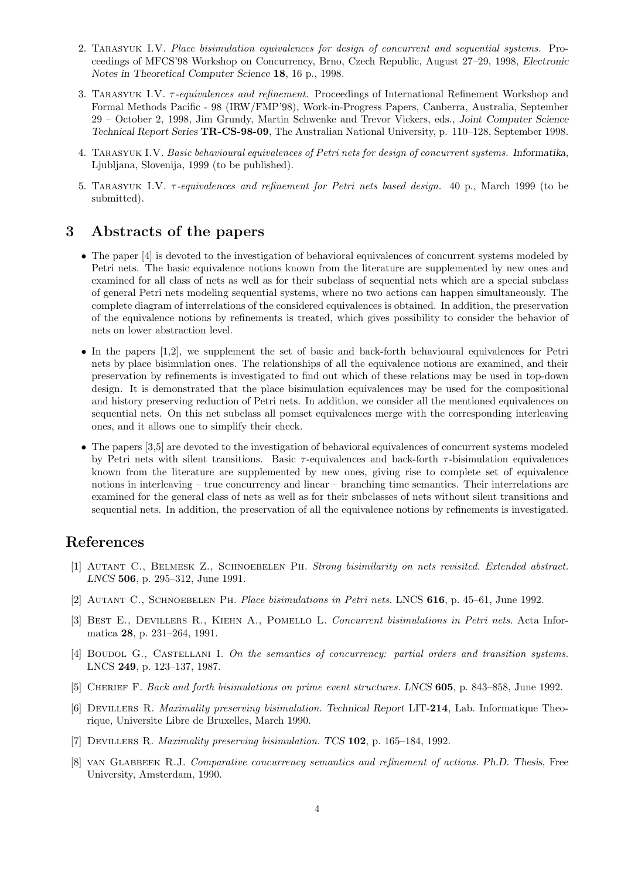2. Tarasyuk I.V. *Place bisimulation equivalences for design of concurrent and sequential systems.* Proceedings of MFCS'98 Workshop on Concurrency, Brno, Czech Republic, August 27–29, 1998, *Electronic Notes in Theoretical Computer Science* **18**, 16 p., 1998.

3. Tarasyuk I.V. *$\tau$-equivalences and refinement.* Proceedings of International Refinement Workshop and Formal Methods Pacific - 98 (IRW/FMP'98), Work-in-Progress Papers, Canberra, Australia, September 29 – October 2, 1998, Jim Grundy, Martin Schwenke and Trevor Vickers, eds., *Joint Computer Science Technical Report Series* **TR-CS-98-09**, The Australian National University, p. 110–128, September 1998.

4. Tarasyuk I.V. *Basic behavioural equivalences of Petri nets for design of concurrent systems. Informatika*, Ljubljana, Slovenija, 1999 (to be published).

5. Tarasyuk I.V. *$\tau$-equivalences and refinement for Petri nets based design.* 40 p., March 1999 (to be submitted).

## 3 Abstracts of the papers

- The paper [4] is devoted to the investigation of behavioral equivalences of concurrent systems modeled by Petri nets. The basic equivalence notions known from the literature are supplemented by new ones and examined for all class of nets as well as for their subclass of sequential nets which are a special subclass of general Petri nets modeling sequential systems, where no two actions can happen simultaneously. The complete diagram of interrelations of the considered equivalences is obtained. In addition, the preservation of the equivalence notions by refinements is treated, which gives possibility to consider the behavior of nets on lower abstraction level.

- In the papers [1,2], we supplement the set of basic and back-forth behavioural equivalences for Petri nets by place bisimulation ones. The relationships of all the equivalence notions are examined, and their preservation by refinements is investigated to find out which of these relations may be used in top-down design. It is demonstrated that the place bisimulation equivalences may be used for the compositional and history preserving reduction of Petri nets. In addition, we consider all the mentioned equivalences on sequential nets. On this net subclass all pomset equivalences merge with the corresponding interleaving ones, and it allows one to simplify their check.

- The papers [3,5] are devoted to the investigation of behavioral equivalences of concurrent systems modeled by Petri nets with silent transitions. Basic $\tau$-equivalences and back-forth $\tau$-bisimulation equivalences known from the literature are supplemented by new ones, giving rise to complete set of equivalence notions in interleaving – true concurrency and linear – branching time semantics. Their interrelations are examined for the general class of nets as well as for their subclasses of nets without silent transitions and sequential nets. In addition, the preservation of all the equivalence notions by refinements is investigated.

## References

[1] Autant C., Belmesk Z., Schnoebelen Ph. *Strong bisimilarity on nets revisited. Extended abstract. LNCS* **506**, p. 295–312, June 1991.

[2] Autant C., Schnoebelen Ph. *Place bisimulations in Petri nets.* LNCS **616**, p. 45–61, June 1992.

[3] Best E., Devillers R., Kiehn A., Pomello L. *Concurrent bisimulations in Petri nets.* Acta Informatica **28**, p. 231–264, 1991.

[4] Boudol G., Castellani I. *On the semantics of concurrency: partial orders and transition systems.* LNCS **249**, p. 123–137, 1987.

[5] Cherief F. *Back and forth bisimulations on prime event structures. LNCS* **605**, p. 843–858, June 1992.

[6] Devillers R. *Maximality preserving bisimulation. Technical Report* LIT-**214**, Lab. Informatique Theorique, Universite Libre de Bruxelles, March 1990.

[7] Devillers R. *Maximality preserving bisimulation. TCS* **102**, p. 165–184, 1992.

[8] van Glabbeek R.J. *Comparative concurrency semantics and refinement of actions. Ph.D. Thesis*, Free University, Amsterdam, 1990.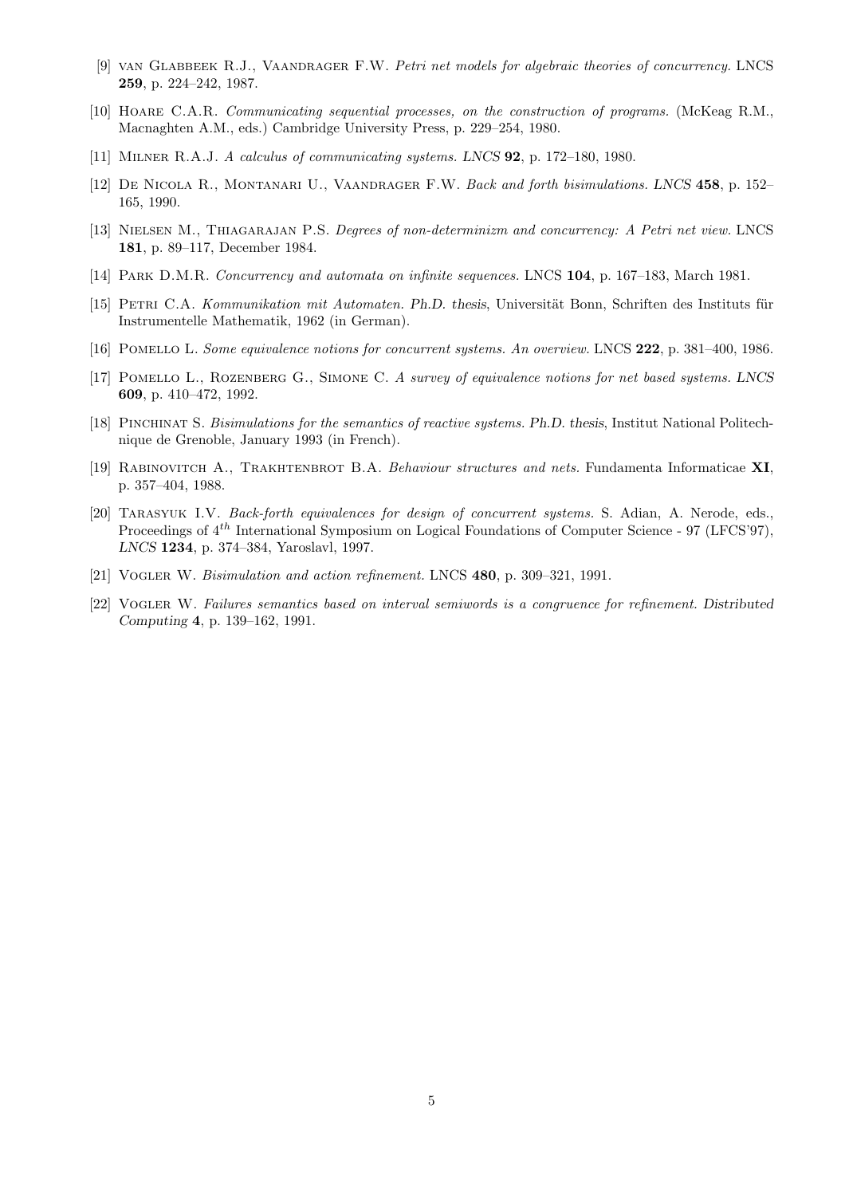[9] van Glabbeek R.J., Vaandrager F.W. *Petri net models for algebraic theories of concurrency.* LNCS **259**, p. 224–242, 1987.

[10] Hoare C.A.R. *Communicating sequential processes, on the construction of programs.* (McKeag R.M., Macnaghten A.M., eds.) Cambridge University Press, p. 229–254, 1980.

[11] Milner R.A.J. *A calculus of communicating systems. LNCS* **92**, p. 172–180, 1980.

[12] De Nicola R., Montanari U., Vaandrager F.W. *Back and forth bisimulations. LNCS* **458**, p. 152–165, 1990.

[13] Nielsen M., Thiagarajan P.S. *Degrees of non-determinizm and concurrency: A Petri net view.* LNCS **181**, p. 89–117, December 1984.

[14] Park D.M.R. *Concurrency and automata on infinite sequences.* LNCS **104**, p. 167–183, March 1981.

[15] Petri C.A. *Kommunikation mit Automaten. Ph.D. thesis*, Universität Bonn, Schriften des Instituts für Instrumentelle Mathematik, 1962 (in German).

[16] Pomello L. *Some equivalence notions for concurrent systems. An overview.* LNCS **222**, p. 381–400, 1986.

[17] Pomello L., Rozenberg G., Simone C. *A survey of equivalence notions for net based systems. LNCS* **609**, p. 410–472, 1992.

[18] Pinchinat S. *Bisimulations for the semantics of reactive systems. Ph.D. thesis*, Institut National Politechnique de Grenoble, January 1993 (in French).

[19] Rabinovitch A., Trakhtenbrot B.A. *Behaviour structures and nets.* Fundamenta Informaticae **XI**, p. 357–404, 1988.

[20] Tarasyuk I.V. *Back-forth equivalences for design of concurrent systems.* S. Adian, A. Nerode, eds., Proceedings of $4^{th}$ International Symposium on Logical Foundations of Computer Science - 97 (LFCS'97), *LNCS* **1234**, p. 374–384, Yaroslavl, 1997.

[21] Vogler W. *Bisimulation and action refinement.* LNCS **480**, p. 309–321, 1991.

[22] Vogler W. *Failures semantics based on interval semiwords is a congruence for refinement. Distributed Computing* **4**, p. 139–162, 1991.